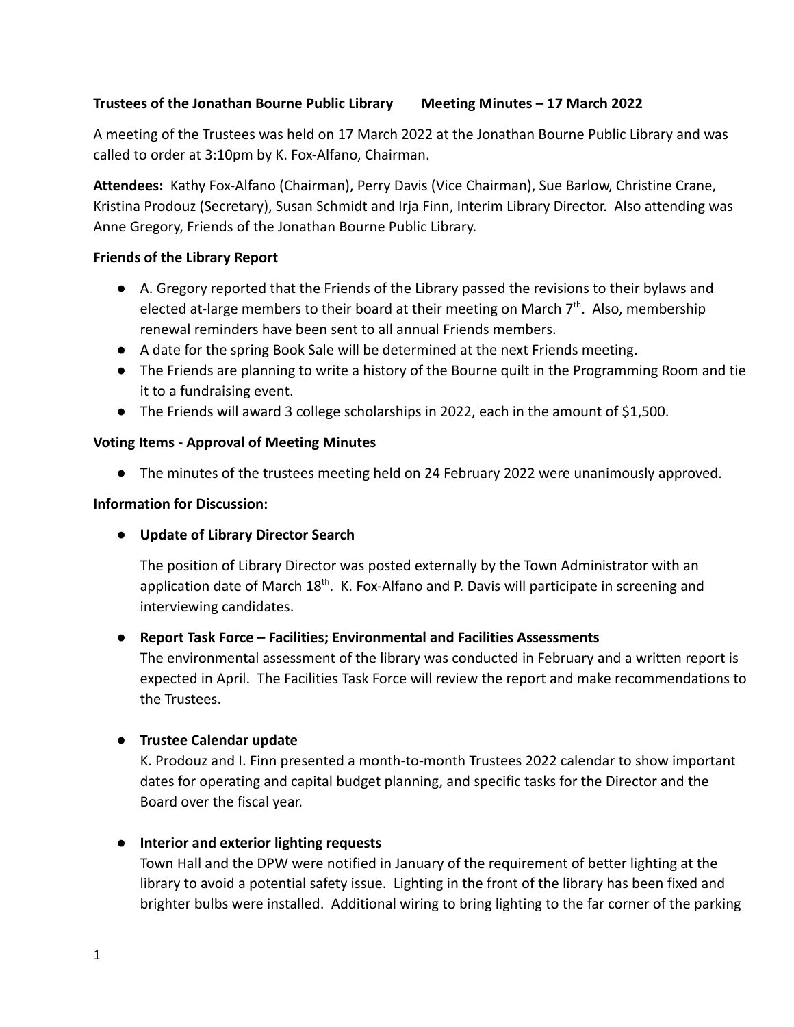**Trustees of the Jonathan Bourne Public Library Meeting Minutes – 17 March 2022**

A meeting of the Trustees was held on 17 March 2022 at the Jonathan Bourne Public Library and was called to order at 3:10pm by K. Fox-Alfano, Chairman.

**Attendees:** Kathy Fox-Alfano (Chairman), Perry Davis (Vice Chairman), Sue Barlow, Christine Crane, Kristina Prodouz (Secretary), Susan Schmidt and Irja Finn, Interim Library Director. Also attending was Anne Gregory, Friends of the Jonathan Bourne Public Library.

**Friends of the Library Report**

- A. Gregory reported that the Friends of the Library passed the revisions to their bylaws and elected at-large members to their board at their meeting on March 7th. Also, membership renewal reminders have been sent to all annual Friends members.
- A date for the spring Book Sale will be determined at the next Friends meeting.
- The Friends are planning to write a history of the Bourne quilt in the Programming Room and tie it to a fundraising event.
- The Friends will award 3 college scholarships in 2022, each in the amount of $1,500.

**Voting Items - Approval of Meeting Minutes**

- The minutes of the trustees meeting held on 24 February 2022 were unanimously approved.

**Information for Discussion:**

- **Update of Library Director Search**

  The position of Library Director was posted externally by the Town Administrator with an application date of March 18th. K. Fox-Alfano and P. Davis will participate in screening and interviewing candidates.

- **Report Task Force – Facilities; Environmental and Facilities Assessments**

  The environmental assessment of the library was conducted in February and a written report is expected in April. The Facilities Task Force will review the report and make recommendations to the Trustees.

- **Trustee Calendar update**

  K. Prodouz and I. Finn presented a month-to-month Trustees 2022 calendar to show important dates for operating and capital budget planning, and specific tasks for the Director and the Board over the fiscal year.

- **Interior and exterior lighting requests**

  Town Hall and the DPW were notified in January of the requirement of better lighting at the library to avoid a potential safety issue. Lighting in the front of the library has been fixed and brighter bulbs were installed. Additional wiring to bring lighting to the far corner of the parking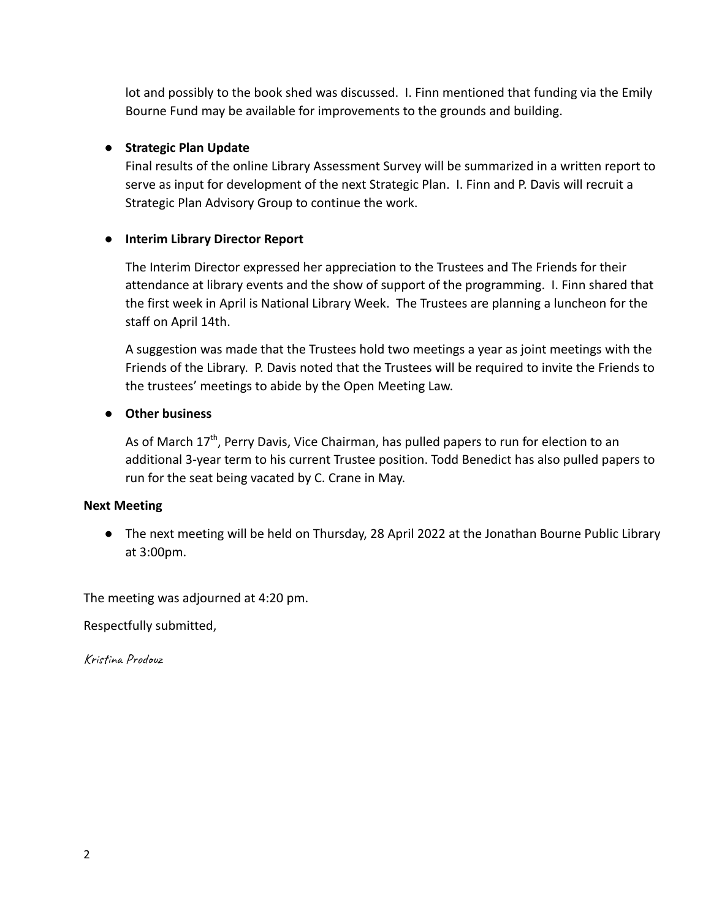lot and possibly to the book shed was discussed. I. Finn mentioned that funding via the Emily Bourne Fund may be available for improvements to the grounds and building.

- **Strategic Plan Update**

  Final results of the online Library Assessment Survey will be summarized in a written report to serve as input for development of the next Strategic Plan. I. Finn and P. Davis will recruit a Strategic Plan Advisory Group to continue the work.

- **Interim Library Director Report**

  The Interim Director expressed her appreciation to the Trustees and The Friends for their attendance at library events and the show of support of the programming. I. Finn shared that the first week in April is National Library Week. The Trustees are planning a luncheon for the staff on April 14th.

  A suggestion was made that the Trustees hold two meetings a year as joint meetings with the Friends of the Library. P. Davis noted that the Trustees will be required to invite the Friends to the trustees' meetings to abide by the Open Meeting Law.

- **Other business**

  As of March 17th, Perry Davis, Vice Chairman, has pulled papers to run for election to an additional 3-year term to his current Trustee position. Todd Benedict has also pulled papers to run for the seat being vacated by C. Crane in May.

**Next Meeting**

- The next meeting will be held on Thursday, 28 April 2022 at the Jonathan Bourne Public Library at 3:00pm.

The meeting was adjourned at 4:20 pm.

Respectfully submitted,

*Kristina Prodouz*